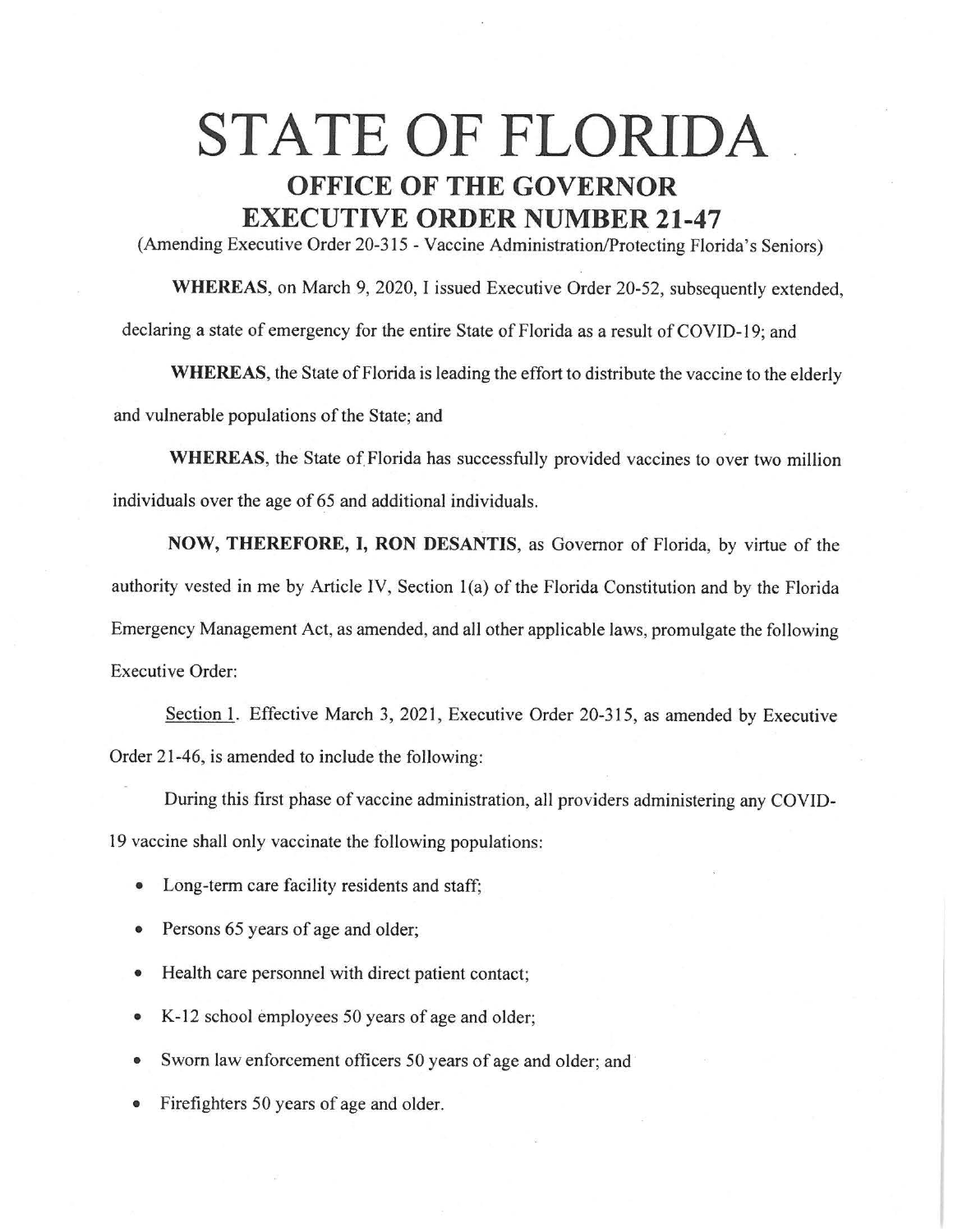# STATE OF FLORIDA

## OFFICE OF THE GOVERNOR
## EXECUTIVE ORDER NUMBER 21-47

(Amending Executive Order 20-315 - Vaccine Administration/Protecting Florida's Seniors)

**WHEREAS**, on March 9, 2020, I issued Executive Order 20-52, subsequently extended, declaring a state of emergency for the entire State of Florida as a result of COVID-19; and

**WHEREAS**, the State of Florida is leading the effort to distribute the vaccine to the elderly and vulnerable populations of the State; and

**WHEREAS**, the State of Florida has successfully provided vaccines to over two million individuals over the age of 65 and additional individuals.

**NOW, THEREFORE, I, RON DESANTIS**, as Governor of Florida, by virtue of the authority vested in me by Article IV, Section 1(a) of the Florida Constitution and by the Florida Emergency Management Act, as amended, and all other applicable laws, promulgate the following Executive Order:

Section 1. Effective March 3, 2021, Executive Order 20-315, as amended by Executive Order 21-46, is amended to include the following:

During this first phase of vaccine administration, all providers administering any COVID-19 vaccine shall only vaccinate the following populations:

- Long-term care facility residents and staff;
- Persons 65 years of age and older;
- Health care personnel with direct patient contact;
- K-12 school employees 50 years of age and older;
- Sworn law enforcement officers 50 years of age and older; and
- Firefighters 50 years of age and older.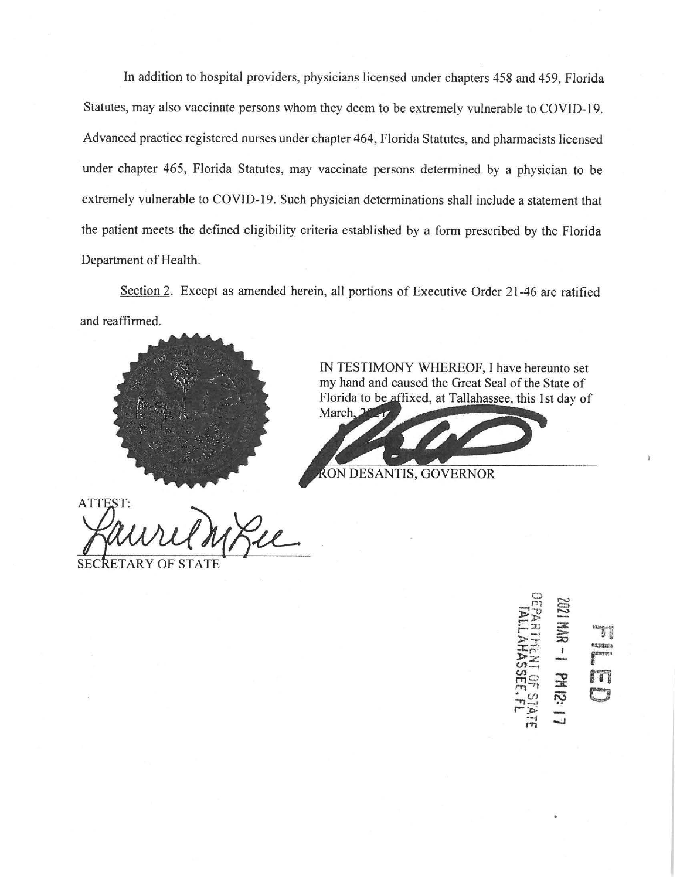In addition to hospital providers, physicians licensed under chapters 458 and 459, Florida Statutes, may also vaccinate persons whom they deem to be extremely vulnerable to COVID-19. Advanced practice registered nurses under chapter 464, Florida Statutes, and pharmacists licensed under chapter 465, Florida Statutes, may vaccinate persons determined by a physician to be extremely vulnerable to COVID-19. Such physician determinations shall include a statement that the patient meets the defined eligibility criteria established by a form prescribed by the Florida Department of Health.

Section 2. Except as amended herein, all portions of Executive Order 21-46 are ratified and reaffirmed.

IN TESTIMONY WHEREOF, I have hereunto set my hand and caused the Great Seal of the State of Florida to be affixed, at Tallahassee, this 1st day of March, 2021.

RON DESANTIS, GOVERNOR

ATTEST:

SECRETARY OF STATE

FILED

2021 MAR -1 PM 12: 17

DEPARTMENT OF STATE
TALLAHASSEE, FL